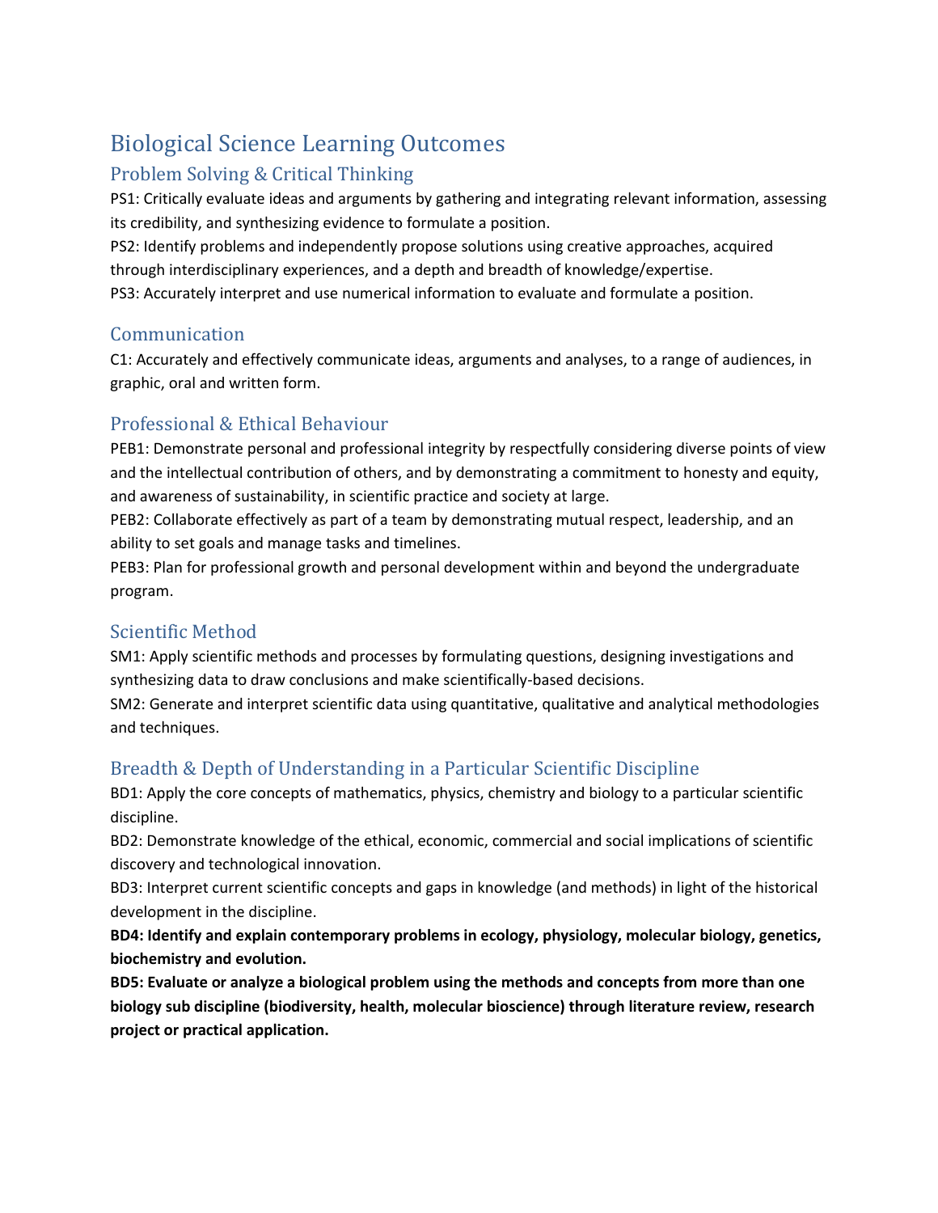# Biological Science Learning Outcomes

## Problem Solving & Critical Thinking

PS1: Critically evaluate ideas and arguments by gathering and integrating relevant information, assessing its credibility, and synthesizing evidence to formulate a position.
PS2: Identify problems and independently propose solutions using creative approaches, acquired through interdisciplinary experiences, and a depth and breadth of knowledge/expertise.
PS3: Accurately interpret and use numerical information to evaluate and formulate a position.

## Communication

C1: Accurately and effectively communicate ideas, arguments and analyses, to a range of audiences, in graphic, oral and written form.

## Professional & Ethical Behaviour

PEB1: Demonstrate personal and professional integrity by respectfully considering diverse points of view and the intellectual contribution of others, and by demonstrating a commitment to honesty and equity, and awareness of sustainability, in scientific practice and society at large.
PEB2: Collaborate effectively as part of a team by demonstrating mutual respect, leadership, and an ability to set goals and manage tasks and timelines.
PEB3: Plan for professional growth and personal development within and beyond the undergraduate program.

## Scientific Method

SM1: Apply scientific methods and processes by formulating questions, designing investigations and synthesizing data to draw conclusions and make scientifically-based decisions.
SM2: Generate and interpret scientific data using quantitative, qualitative and analytical methodologies and techniques.

## Breadth & Depth of Understanding in a Particular Scientific Discipline

BD1: Apply the core concepts of mathematics, physics, chemistry and biology to a particular scientific discipline.
BD2: Demonstrate knowledge of the ethical, economic, commercial and social implications of scientific discovery and technological innovation.
BD3: Interpret current scientific concepts and gaps in knowledge (and methods) in light of the historical development in the discipline.

**BD4: Identify and explain contemporary problems in ecology, physiology, molecular biology, genetics, biochemistry and evolution.**

**BD5: Evaluate or analyze a biological problem using the methods and concepts from more than one biology sub discipline (biodiversity, health, molecular bioscience) through literature review, research project or practical application.**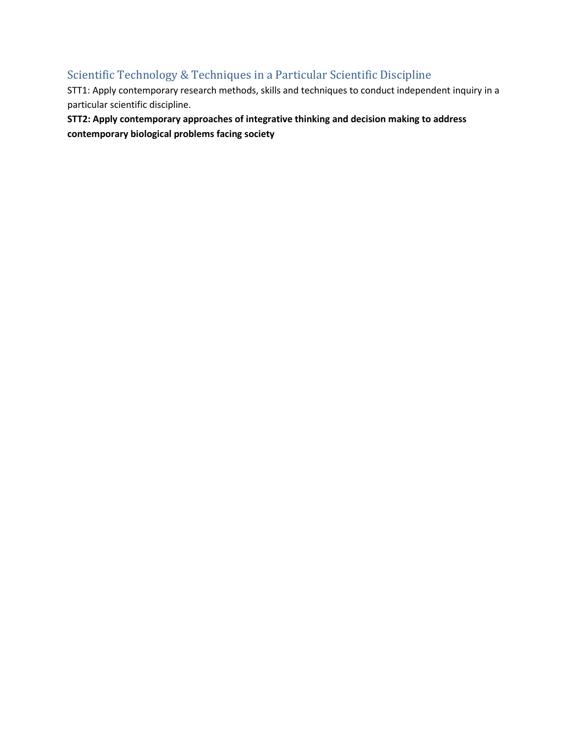## Scientific Technology & Techniques in a Particular Scientific Discipline

STT1: Apply contemporary research methods, skills and techniques to conduct independent inquiry in a particular scientific discipline.

**STT2: Apply contemporary approaches of integrative thinking and decision making to address contemporary biological problems facing society**